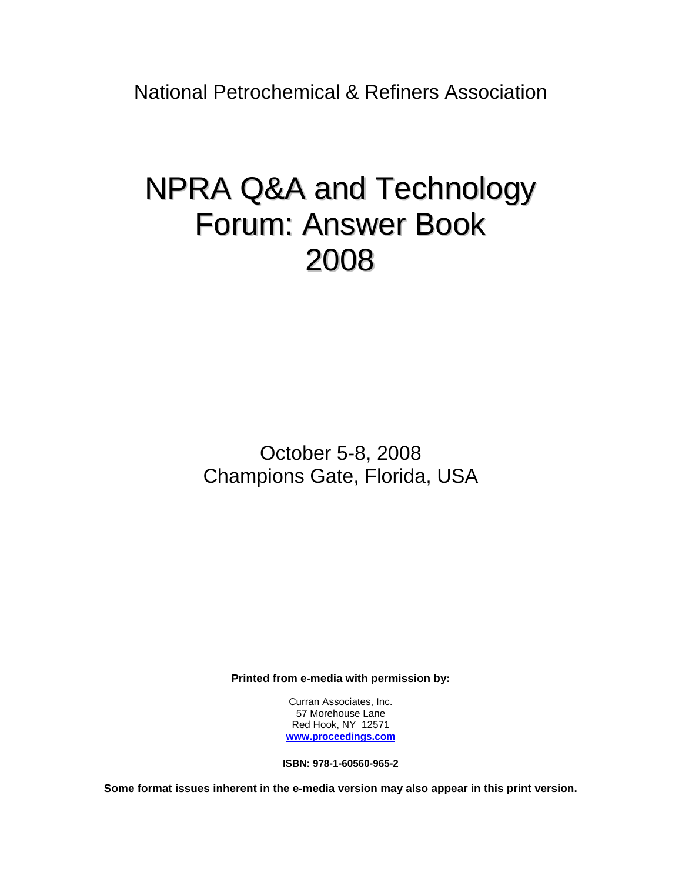National Petrochemical & Refiners Association

# NPRA Q&A and Technology Forum: Answer Book 2008

October 5-8, 2008
Champions Gate, Florida, USA

**Printed from e-media with permission by:**

Curran Associates, Inc.
57 Morehouse Lane
Red Hook, NY 12571
**www.proceedings.com**

**ISBN: 978-1-60560-965-2**

**Some format issues inherent in the e-media version may also appear in this print version.**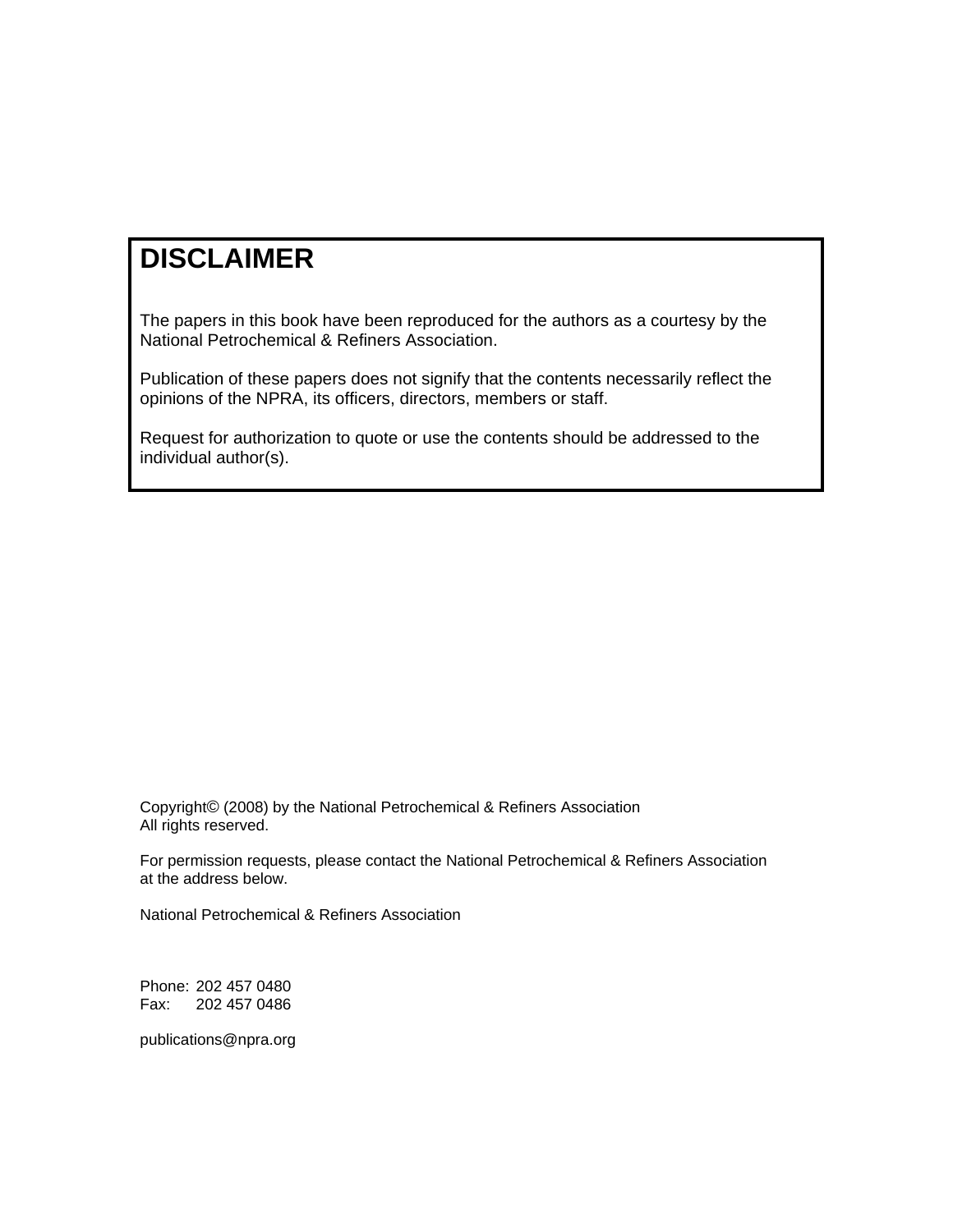# DISCLAIMER

The papers in this book have been reproduced for the authors as a courtesy by the National Petrochemical & Refiners Association.

Publication of these papers does not signify that the contents necessarily reflect the opinions of the NPRA, its officers, directors, members or staff.

Request for authorization to quote or use the contents should be addressed to the individual author(s).

Copyright© (2008) by the National Petrochemical & Refiners Association
All rights reserved.

For permission requests, please contact the National Petrochemical & Refiners Association at the address below.

National Petrochemical & Refiners Association

Phone: 202 457 0480
Fax: 202 457 0486

publications@npra.org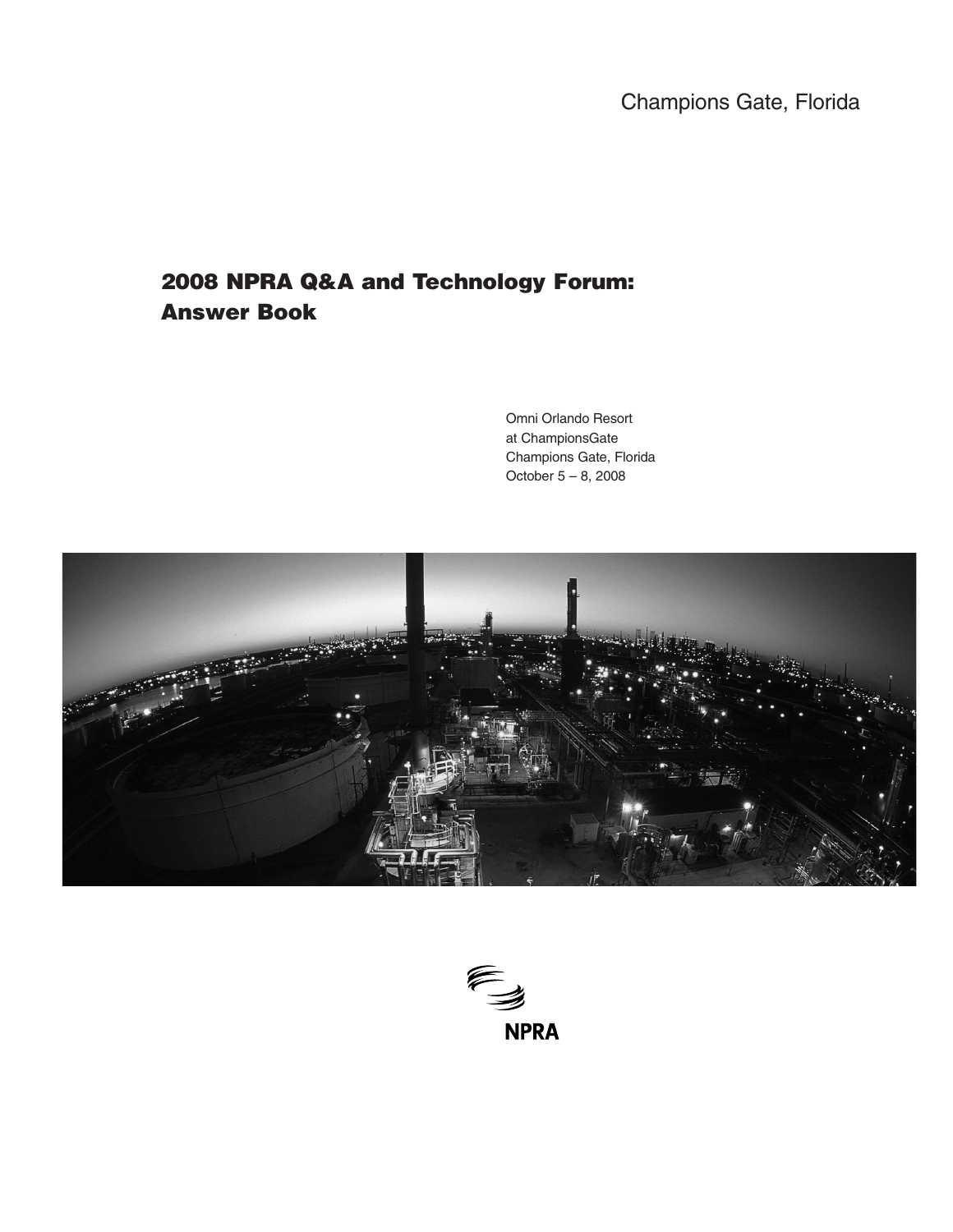Champions Gate, Florida

# 2008 NPRA Q&A and Technology Forum: Answer Book

Omni Orlando Resort
at ChampionsGate
Champions Gate, Florida
October 5 – 8, 2008

NPRA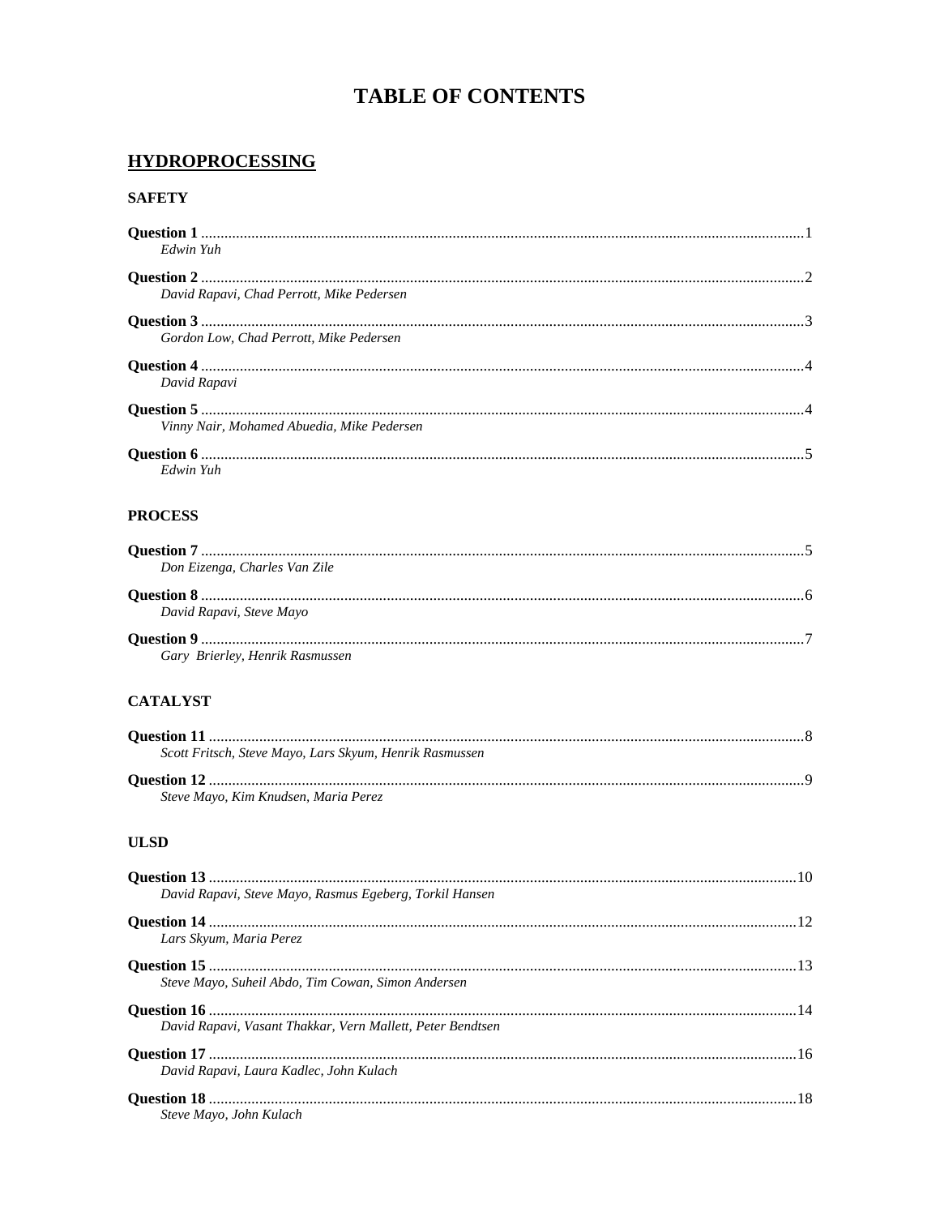# TABLE OF CONTENTS

## HYDROPROCESSING

### SAFETY

**Question 1** .......... 1
*Edwin Yuh*

**Question 2** .......... 2
*David Rapavi, Chad Perrott, Mike Pedersen*

**Question 3** .......... 3
*Gordon Low, Chad Perrott, Mike Pedersen*

**Question 4** .......... 4
*David Rapavi*

**Question 5** .......... 4
*Vinny Nair, Mohamed Abuedia, Mike Pedersen*

**Question 6** .......... 5
*Edwin Yuh*

### PROCESS

**Question 7** .......... 5
*Don Eizenga, Charles Van Zile*

**Question 8** .......... 6
*David Rapavi, Steve Mayo*

**Question 9** .......... 7
*Gary Brierley, Henrik Rasmussen*

### CATALYST

**Question 11** .......... 8
*Scott Fritsch, Steve Mayo, Lars Skyum, Henrik Rasmussen*

**Question 12** .......... 9
*Steve Mayo, Kim Knudsen, Maria Perez*

### ULSD

**Question 13** .......... 10
*David Rapavi, Steve Mayo, Rasmus Egeberg, Torkil Hansen*

**Question 14** .......... 12
*Lars Skyum, Maria Perez*

**Question 15** .......... 13
*Steve Mayo, Suheil Abdo, Tim Cowan, Simon Andersen*

**Question 16** .......... 14
*David Rapavi, Vasant Thakkar, Vern Mallett, Peter Bendtsen*

**Question 17** .......... 16
*David Rapavi, Laura Kadlec, John Kulach*

**Question 18** .......... 18
*Steve Mayo, John Kulach*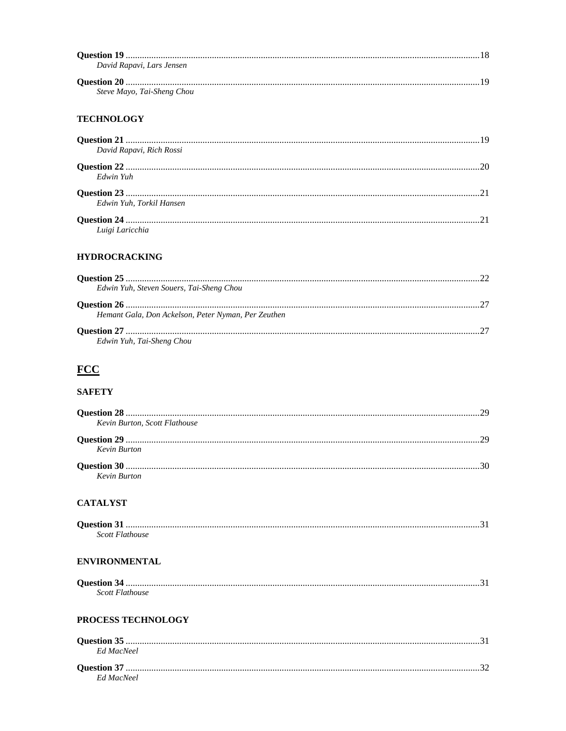**Question 19** ......................................................................................................................................18
*David Rapavi, Lars Jensen*

**Question 20** ......................................................................................................................................19
*Steve Mayo, Tai-Sheng Chou*

### TECHNOLOGY

**Question 21** ......................................................................................................................................19
*David Rapavi, Rich Rossi*

**Question 22** ......................................................................................................................................20
*Edwin Yuh*

**Question 23** ......................................................................................................................................21
*Edwin Yuh, Torkil Hansen*

**Question 24** ......................................................................................................................................21
*Luigi Laricchia*

### HYDROCRACKING

**Question 25** ......................................................................................................................................22
*Edwin Yuh, Steven Souers, Tai-Sheng Chou*

**Question 26** ......................................................................................................................................27
*Hemant Gala, Don Ackelson, Peter Nyman, Per Zeuthen*

**Question 27** ......................................................................................................................................27
*Edwin Yuh, Tai-Sheng Chou*

## FCC

### SAFETY

**Question 28** ......................................................................................................................................29
*Kevin Burton, Scott Flathouse*

**Question 29** ......................................................................................................................................29
*Kevin Burton*

**Question 30** ......................................................................................................................................30
*Kevin Burton*

### CATALYST

**Question 31** ......................................................................................................................................31
*Scott Flathouse*

### ENVIRONMENTAL

**Question 34** ......................................................................................................................................31
*Scott Flathouse*

### PROCESS TECHNOLOGY

**Question 35** ......................................................................................................................................31
*Ed MacNeel*

**Question 37** ......................................................................................................................................32
*Ed MacNeel*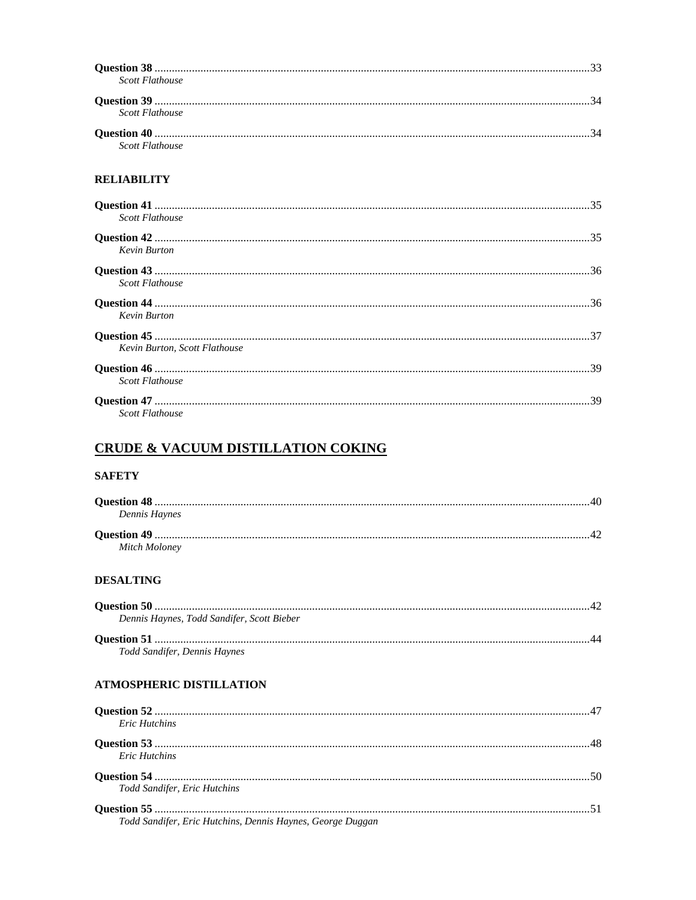**Question 38** ............................................................................................................................................33
*Scott Flathouse*

**Question 39** ............................................................................................................................................34
*Scott Flathouse*

**Question 40** ............................................................................................................................................34
*Scott Flathouse*

### RELIABILITY

**Question 41** ............................................................................................................................................35
*Scott Flathouse*

**Question 42** ............................................................................................................................................35
*Kevin Burton*

**Question 43** ............................................................................................................................................36
*Scott Flathouse*

**Question 44** ............................................................................................................................................36
*Kevin Burton*

**Question 45** ............................................................................................................................................37
*Kevin Burton, Scott Flathouse*

**Question 46** ............................................................................................................................................39
*Scott Flathouse*

**Question 47** ............................................................................................................................................39
*Scott Flathouse*

## CRUDE & VACUUM DISTILLATION COKING

### SAFETY

**Question 48** ............................................................................................................................................40
*Dennis Haynes*

**Question 49** ............................................................................................................................................42
*Mitch Moloney*

### DESALTING

**Question 50** ............................................................................................................................................42
*Dennis Haynes, Todd Sandifer, Scott Bieber*

**Question 51** ............................................................................................................................................44
*Todd Sandifer, Dennis Haynes*

### ATMOSPHERIC DISTILLATION

**Question 52** ............................................................................................................................................47
*Eric Hutchins*

**Question 53** ............................................................................................................................................48
*Eric Hutchins*

**Question 54** ............................................................................................................................................50
*Todd Sandifer, Eric Hutchins*

**Question 55** ............................................................................................................................................51
*Todd Sandifer, Eric Hutchins, Dennis Haynes, George Duggan*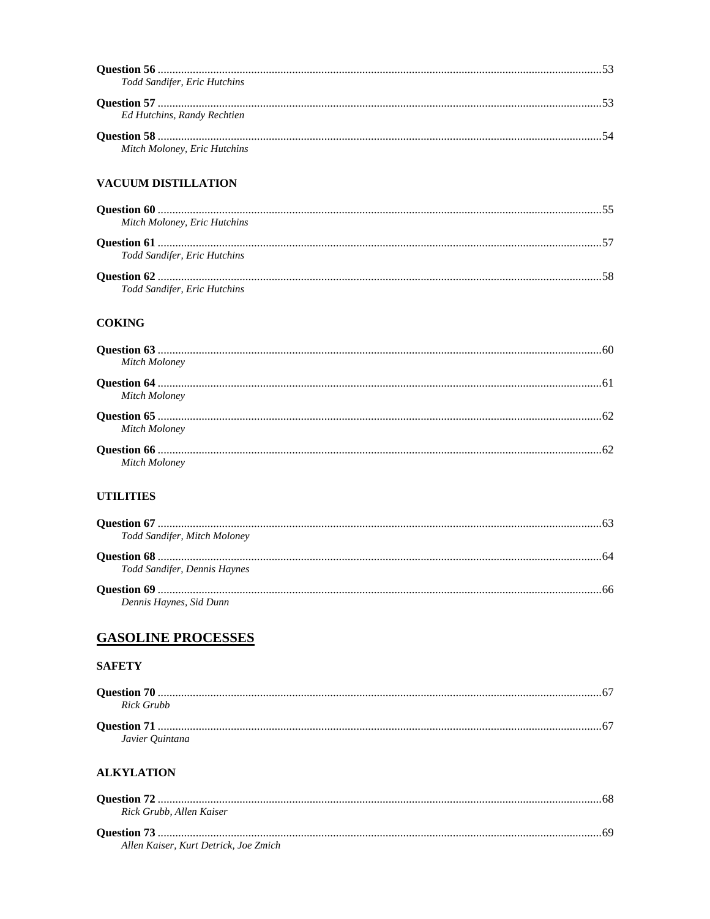**Question 56** ......................................................................................................................................53
*Todd Sandifer, Eric Hutchins*

**Question 57** ......................................................................................................................................53
*Ed Hutchins, Randy Rechtien*

**Question 58** ......................................................................................................................................54
*Mitch Moloney, Eric Hutchins*

### VACUUM DISTILLATION

**Question 60** ......................................................................................................................................55
*Mitch Moloney, Eric Hutchins*

**Question 61** ......................................................................................................................................57
*Todd Sandifer, Eric Hutchins*

**Question 62** ......................................................................................................................................58
*Todd Sandifer, Eric Hutchins*

### COKING

**Question 63** ......................................................................................................................................60
*Mitch Moloney*

**Question 64** ......................................................................................................................................61
*Mitch Moloney*

**Question 65** ......................................................................................................................................62
*Mitch Moloney*

**Question 66** ......................................................................................................................................62
*Mitch Moloney*

### UTILITIES

**Question 67** ......................................................................................................................................63
*Todd Sandifer, Mitch Moloney*

**Question 68** ......................................................................................................................................64
*Todd Sandifer, Dennis Haynes*

**Question 69** ......................................................................................................................................66
*Dennis Haynes, Sid Dunn*

## GASOLINE PROCESSES

### SAFETY

**Question 70** ......................................................................................................................................67
*Rick Grubb*

**Question 71** ......................................................................................................................................67
*Javier Quintana*

### ALKYLATION

**Question 72** ......................................................................................................................................68
*Rick Grubb, Allen Kaiser*

**Question 73** ......................................................................................................................................69
*Allen Kaiser, Kurt Detrick, Joe Zmich*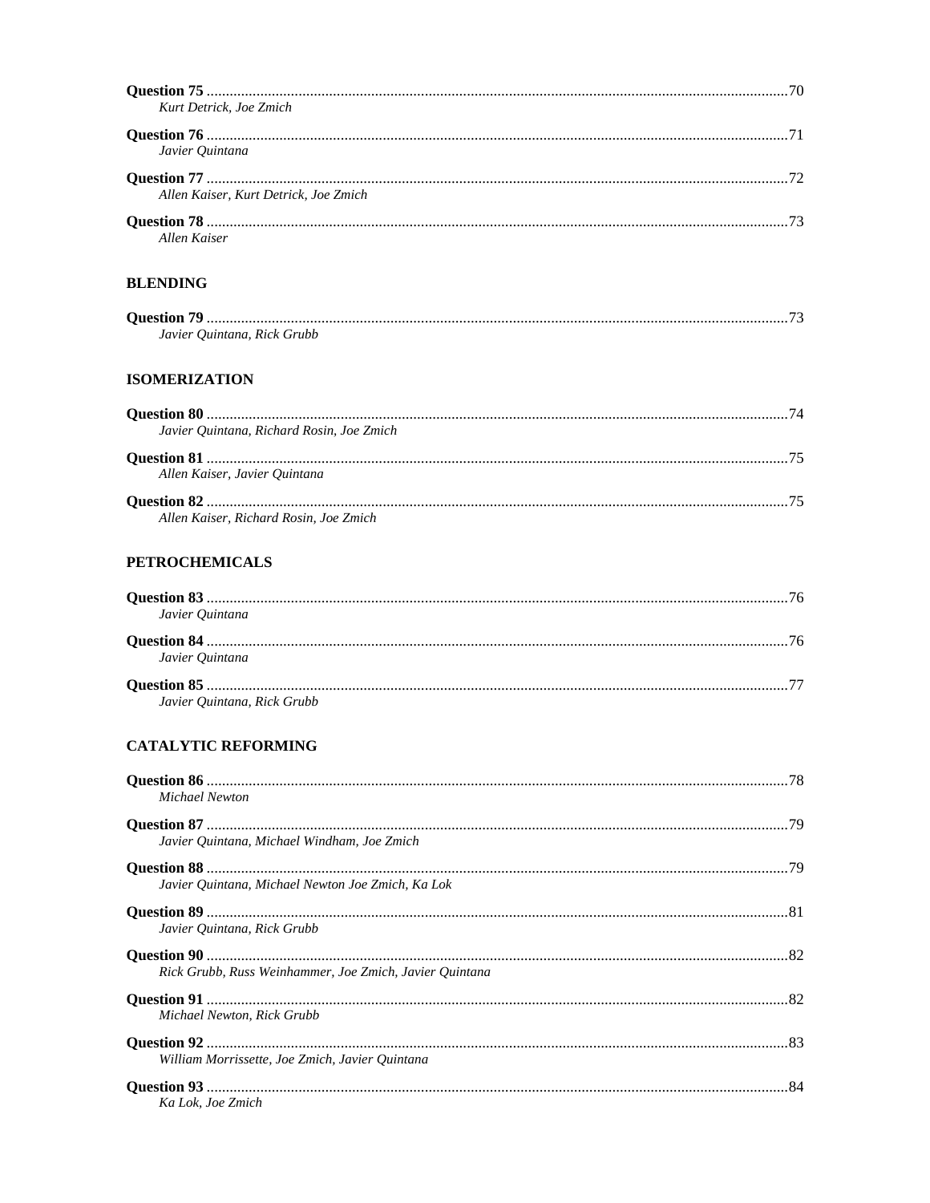**Question 75** ....................................................................................................................................70
*Kurt Detrick, Joe Zmich*

**Question 76** ....................................................................................................................................71
*Javier Quintana*

**Question 77** ....................................................................................................................................72
*Allen Kaiser, Kurt Detrick, Joe Zmich*

**Question 78** ....................................................................................................................................73
*Allen Kaiser*

## BLENDING

**Question 79** ....................................................................................................................................73
*Javier Quintana, Rick Grubb*

## ISOMERIZATION

**Question 80** ....................................................................................................................................74
*Javier Quintana, Richard Rosin, Joe Zmich*

**Question 81** ....................................................................................................................................75
*Allen Kaiser, Javier Quintana*

**Question 82** ....................................................................................................................................75
*Allen Kaiser, Richard Rosin, Joe Zmich*

## PETROCHEMICALS

**Question 83** ....................................................................................................................................76
*Javier Quintana*

**Question 84** ....................................................................................................................................76
*Javier Quintana*

**Question 85** ....................................................................................................................................77
*Javier Quintana, Rick Grubb*

## CATALYTIC REFORMING

**Question 86** ....................................................................................................................................78
*Michael Newton*

**Question 87** ....................................................................................................................................79
*Javier Quintana, Michael Windham, Joe Zmich*

**Question 88** ....................................................................................................................................79
*Javier Quintana, Michael Newton Joe Zmich, Ka Lok*

**Question 89** ....................................................................................................................................81
*Javier Quintana, Rick Grubb*

**Question 90** ....................................................................................................................................82
*Rick Grubb, Russ Weinhammer, Joe Zmich, Javier Quintana*

**Question 91** ....................................................................................................................................82
*Michael Newton, Rick Grubb*

**Question 92** ....................................................................................................................................83
*William Morrissette, Joe Zmich, Javier Quintana*

**Question 93** ....................................................................................................................................84
*Ka Lok, Joe Zmich*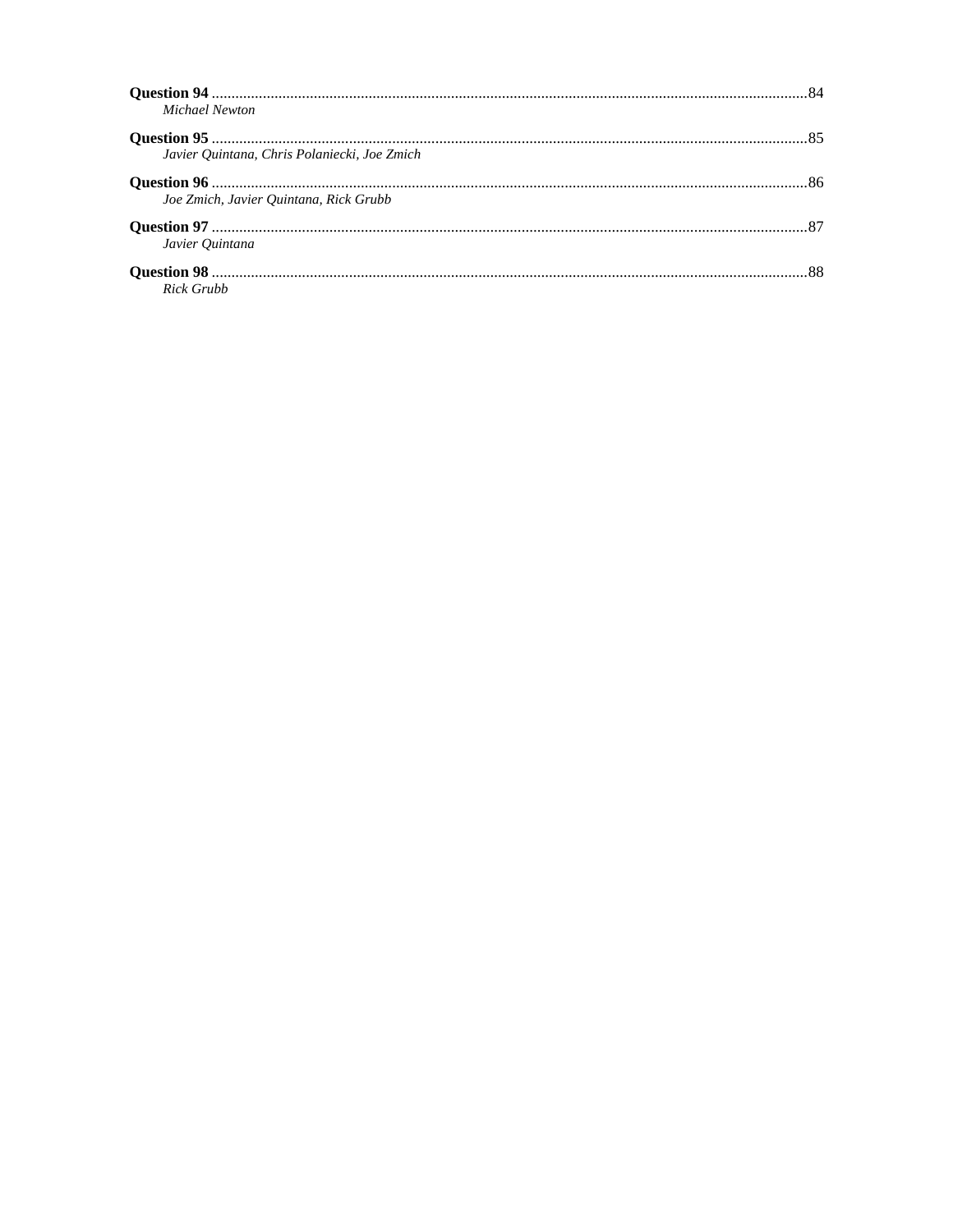**Question 94** ....................................................................................................................................................84
*Michael Newton*

**Question 95** ....................................................................................................................................................85
*Javier Quintana, Chris Polaniecki, Joe Zmich*

**Question 96** ....................................................................................................................................................86
*Joe Zmich, Javier Quintana, Rick Grubb*

**Question 97** ....................................................................................................................................................87
*Javier Quintana*

**Question 98** ....................................................................................................................................................88
*Rick Grubb*